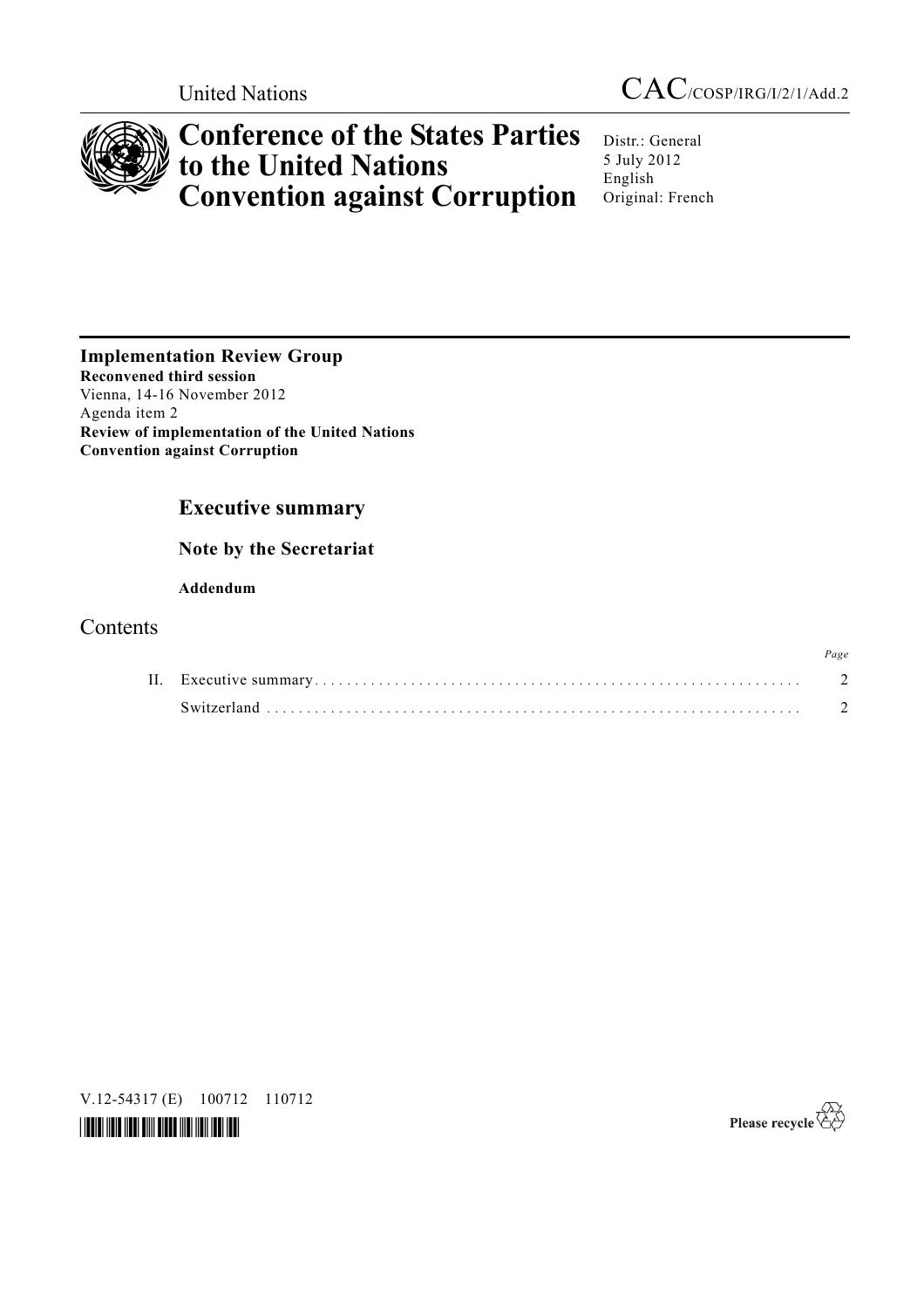United Nations

CAC/COSP/IRG/I/2/1/Add.2

# Conference of the States Parties to the United Nations Convention against Corruption

Distr.: General
5 July 2012
English
Original: French

**Implementation Review Group**
**Reconvened third session**
Vienna, 14-16 November 2012
Agenda item 2
**Review of implementation of the United Nations Convention against Corruption**

## Executive summary

### Note by the Secretariat

**Addendum**

## Contents

| | | Page |
|---|---|---|
| II. | Executive summary | 2 |
| | Switzerland | 2 |

V.12-54317 (E) 100712 110712

Please recycle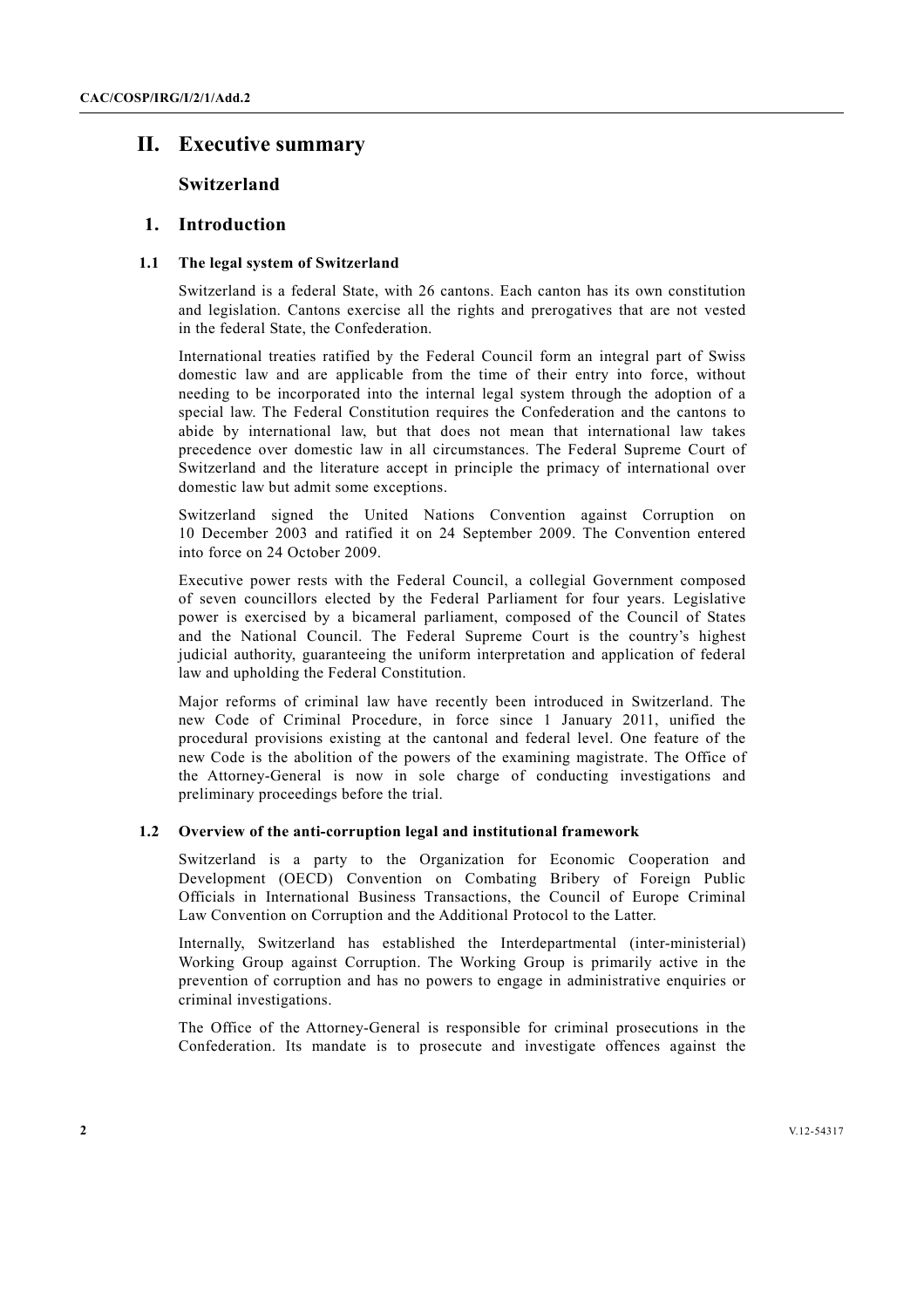# II. Executive summary

## Switzerland

## 1. Introduction

### 1.1 The legal system of Switzerland

Switzerland is a federal State, with 26 cantons. Each canton has its own constitution and legislation. Cantons exercise all the rights and prerogatives that are not vested in the federal State, the Confederation.

International treaties ratified by the Federal Council form an integral part of Swiss domestic law and are applicable from the time of their entry into force, without needing to be incorporated into the internal legal system through the adoption of a special law. The Federal Constitution requires the Confederation and the cantons to abide by international law, but that does not mean that international law takes precedence over domestic law in all circumstances. The Federal Supreme Court of Switzerland and the literature accept in principle the primacy of international over domestic law but admit some exceptions.

Switzerland signed the United Nations Convention against Corruption on 10 December 2003 and ratified it on 24 September 2009. The Convention entered into force on 24 October 2009.

Executive power rests with the Federal Council, a collegial Government composed of seven councillors elected by the Federal Parliament for four years. Legislative power is exercised by a bicameral parliament, composed of the Council of States and the National Council. The Federal Supreme Court is the country's highest judicial authority, guaranteeing the uniform interpretation and application of federal law and upholding the Federal Constitution.

Major reforms of criminal law have recently been introduced in Switzerland. The new Code of Criminal Procedure, in force since 1 January 2011, unified the procedural provisions existing at the cantonal and federal level. One feature of the new Code is the abolition of the powers of the examining magistrate. The Office of the Attorney-General is now in sole charge of conducting investigations and preliminary proceedings before the trial.

### 1.2 Overview of the anti-corruption legal and institutional framework

Switzerland is a party to the Organization for Economic Cooperation and Development (OECD) Convention on Combating Bribery of Foreign Public Officials in International Business Transactions, the Council of Europe Criminal Law Convention on Corruption and the Additional Protocol to the Latter.

Internally, Switzerland has established the Interdepartmental (inter-ministerial) Working Group against Corruption. The Working Group is primarily active in the prevention of corruption and has no powers to engage in administrative enquiries or criminal investigations.

The Office of the Attorney-General is responsible for criminal prosecutions in the Confederation. Its mandate is to prosecute and investigate offences against the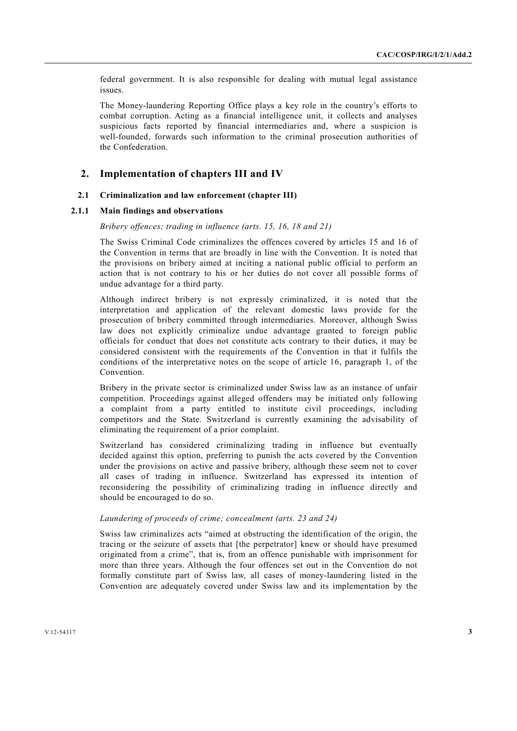federal government. It is also responsible for dealing with mutual legal assistance issues.

The Money-laundering Reporting Office plays a key role in the country's efforts to combat corruption. Acting as a financial intelligence unit, it collects and analyses suspicious facts reported by financial intermediaries and, where a suspicion is well-founded, forwards such information to the criminal prosecution authorities of the Confederation.

## 2. Implementation of chapters III and IV

### 2.1 Criminalization and law enforcement (chapter III)

#### 2.1.1 Main findings and observations

*Bribery offences; trading in influence (arts. 15, 16, 18 and 21)*

The Swiss Criminal Code criminalizes the offences covered by articles 15 and 16 of the Convention in terms that are broadly in line with the Convention. It is noted that the provisions on bribery aimed at inciting a national public official to perform an action that is not contrary to his or her duties do not cover all possible forms of undue advantage for a third party.

Although indirect bribery is not expressly criminalized, it is noted that the interpretation and application of the relevant domestic laws provide for the prosecution of bribery committed through intermediaries. Moreover, although Swiss law does not explicitly criminalize undue advantage granted to foreign public officials for conduct that does not constitute acts contrary to their duties, it may be considered consistent with the requirements of the Convention in that it fulfils the conditions of the interpretative notes on the scope of article 16, paragraph 1, of the Convention.

Bribery in the private sector is criminalized under Swiss law as an instance of unfair competition. Proceedings against alleged offenders may be initiated only following a complaint from a party entitled to institute civil proceedings, including competitors and the State. Switzerland is currently examining the advisability of eliminating the requirement of a prior complaint.

Switzerland has considered criminalizing trading in influence but eventually decided against this option, preferring to punish the acts covered by the Convention under the provisions on active and passive bribery, although these seem not to cover all cases of trading in influence. Switzerland has expressed its intention of reconsidering the possibility of criminalizing trading in influence directly and should be encouraged to do so.

*Laundering of proceeds of crime; concealment (arts. 23 and 24)*

Swiss law criminalizes acts "aimed at obstructing the identification of the origin, the tracing or the seizure of assets that [the perpetrator] knew or should have presumed originated from a crime", that is, from an offence punishable with imprisonment for more than three years. Although the four offences set out in the Convention do not formally constitute part of Swiss law, all cases of money-laundering listed in the Convention are adequately covered under Swiss law and its implementation by the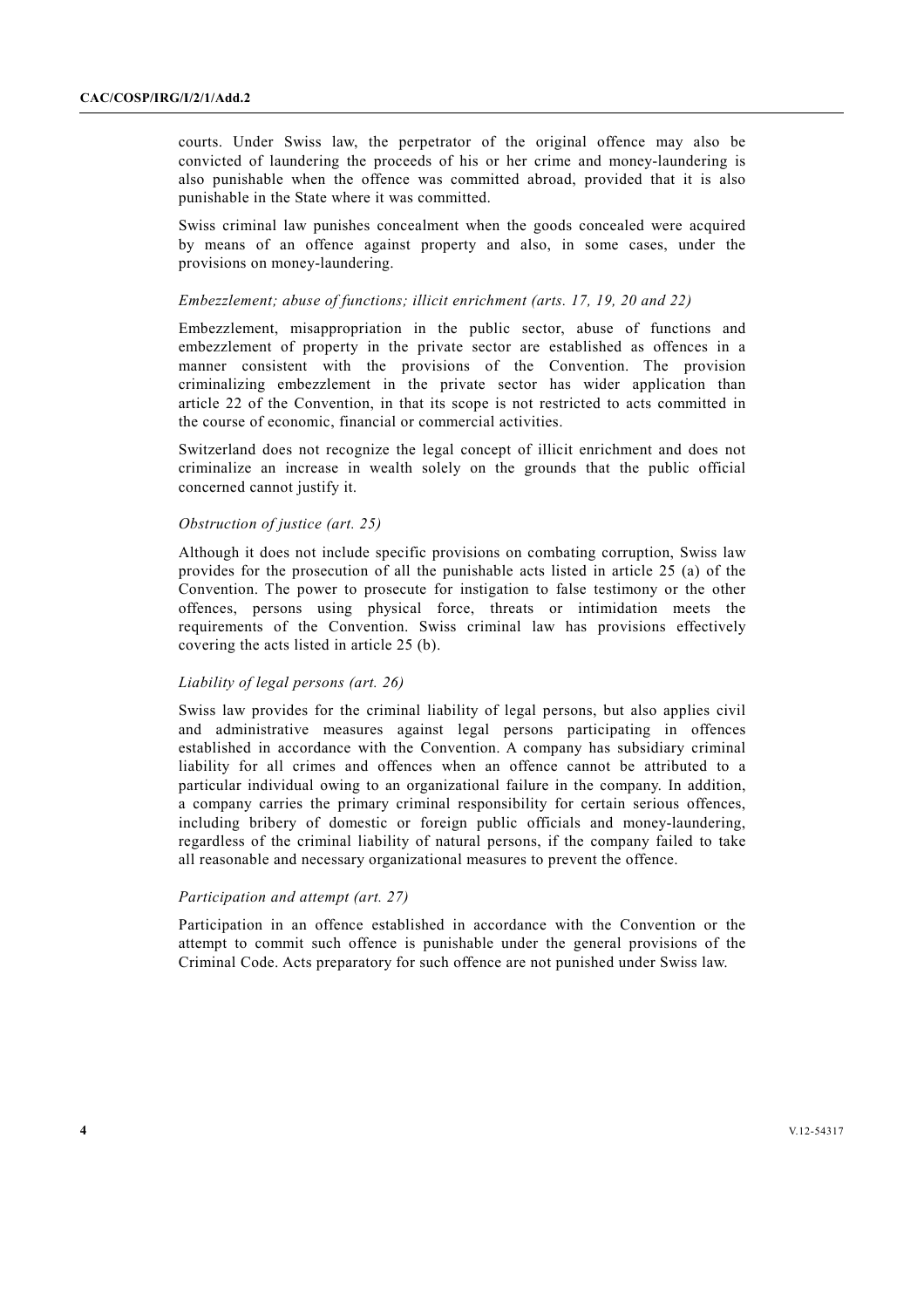courts. Under Swiss law, the perpetrator of the original offence may also be convicted of laundering the proceeds of his or her crime and money-laundering is also punishable when the offence was committed abroad, provided that it is also punishable in the State where it was committed.

Swiss criminal law punishes concealment when the goods concealed were acquired by means of an offence against property and also, in some cases, under the provisions on money-laundering.

### *Embezzlement; abuse of functions; illicit enrichment (arts. 17, 19, 20 and 22)*

Embezzlement, misappropriation in the public sector, abuse of functions and embezzlement of property in the private sector are established as offences in a manner consistent with the provisions of the Convention. The provision criminalizing embezzlement in the private sector has wider application than article 22 of the Convention, in that its scope is not restricted to acts committed in the course of economic, financial or commercial activities.

Switzerland does not recognize the legal concept of illicit enrichment and does not criminalize an increase in wealth solely on the grounds that the public official concerned cannot justify it.

### *Obstruction of justice (art. 25)*

Although it does not include specific provisions on combating corruption, Swiss law provides for the prosecution of all the punishable acts listed in article 25 (a) of the Convention. The power to prosecute for instigation to false testimony or the other offences, persons using physical force, threats or intimidation meets the requirements of the Convention. Swiss criminal law has provisions effectively covering the acts listed in article 25 (b).

### *Liability of legal persons (art. 26)*

Swiss law provides for the criminal liability of legal persons, but also applies civil and administrative measures against legal persons participating in offences established in accordance with the Convention. A company has subsidiary criminal liability for all crimes and offences when an offence cannot be attributed to a particular individual owing to an organizational failure in the company. In addition, a company carries the primary criminal responsibility for certain serious offences, including bribery of domestic or foreign public officials and money-laundering, regardless of the criminal liability of natural persons, if the company failed to take all reasonable and necessary organizational measures to prevent the offence.

### *Participation and attempt (art. 27)*

Participation in an offence established in accordance with the Convention or the attempt to commit such offence is punishable under the general provisions of the Criminal Code. Acts preparatory for such offence are not punished under Swiss law.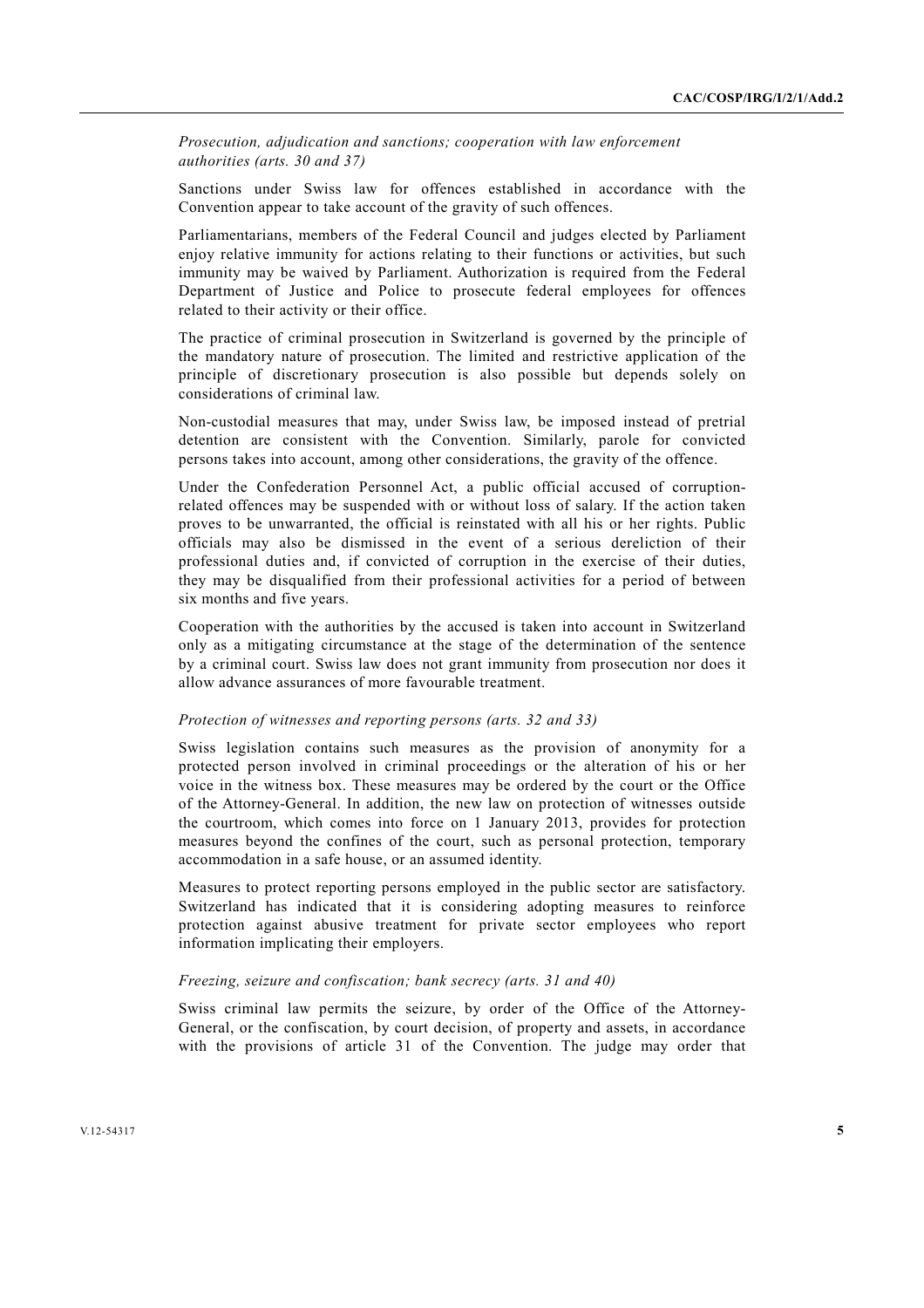*Prosecution, adjudication and sanctions; cooperation with law enforcement authorities (arts. 30 and 37)*

Sanctions under Swiss law for offences established in accordance with the Convention appear to take account of the gravity of such offences.

Parliamentarians, members of the Federal Council and judges elected by Parliament enjoy relative immunity for actions relating to their functions or activities, but such immunity may be waived by Parliament. Authorization is required from the Federal Department of Justice and Police to prosecute federal employees for offences related to their activity or their office.

The practice of criminal prosecution in Switzerland is governed by the principle of the mandatory nature of prosecution. The limited and restrictive application of the principle of discretionary prosecution is also possible but depends solely on considerations of criminal law.

Non-custodial measures that may, under Swiss law, be imposed instead of pretrial detention are consistent with the Convention. Similarly, parole for convicted persons takes into account, among other considerations, the gravity of the offence.

Under the Confederation Personnel Act, a public official accused of corruption-related offences may be suspended with or without loss of salary. If the action taken proves to be unwarranted, the official is reinstated with all his or her rights. Public officials may also be dismissed in the event of a serious dereliction of their professional duties and, if convicted of corruption in the exercise of their duties, they may be disqualified from their professional activities for a period of between six months and five years.

Cooperation with the authorities by the accused is taken into account in Switzerland only as a mitigating circumstance at the stage of the determination of the sentence by a criminal court. Swiss law does not grant immunity from prosecution nor does it allow advance assurances of more favourable treatment.

*Protection of witnesses and reporting persons (arts. 32 and 33)*

Swiss legislation contains such measures as the provision of anonymity for a protected person involved in criminal proceedings or the alteration of his or her voice in the witness box. These measures may be ordered by the court or the Office of the Attorney-General. In addition, the new law on protection of witnesses outside the courtroom, which comes into force on 1 January 2013, provides for protection measures beyond the confines of the court, such as personal protection, temporary accommodation in a safe house, or an assumed identity.

Measures to protect reporting persons employed in the public sector are satisfactory. Switzerland has indicated that it is considering adopting measures to reinforce protection against abusive treatment for private sector employees who report information implicating their employers.

*Freezing, seizure and confiscation; bank secrecy (arts. 31 and 40)*

Swiss criminal law permits the seizure, by order of the Office of the Attorney-General, or the confiscation, by court decision, of property and assets, in accordance with the provisions of article 31 of the Convention. The judge may order that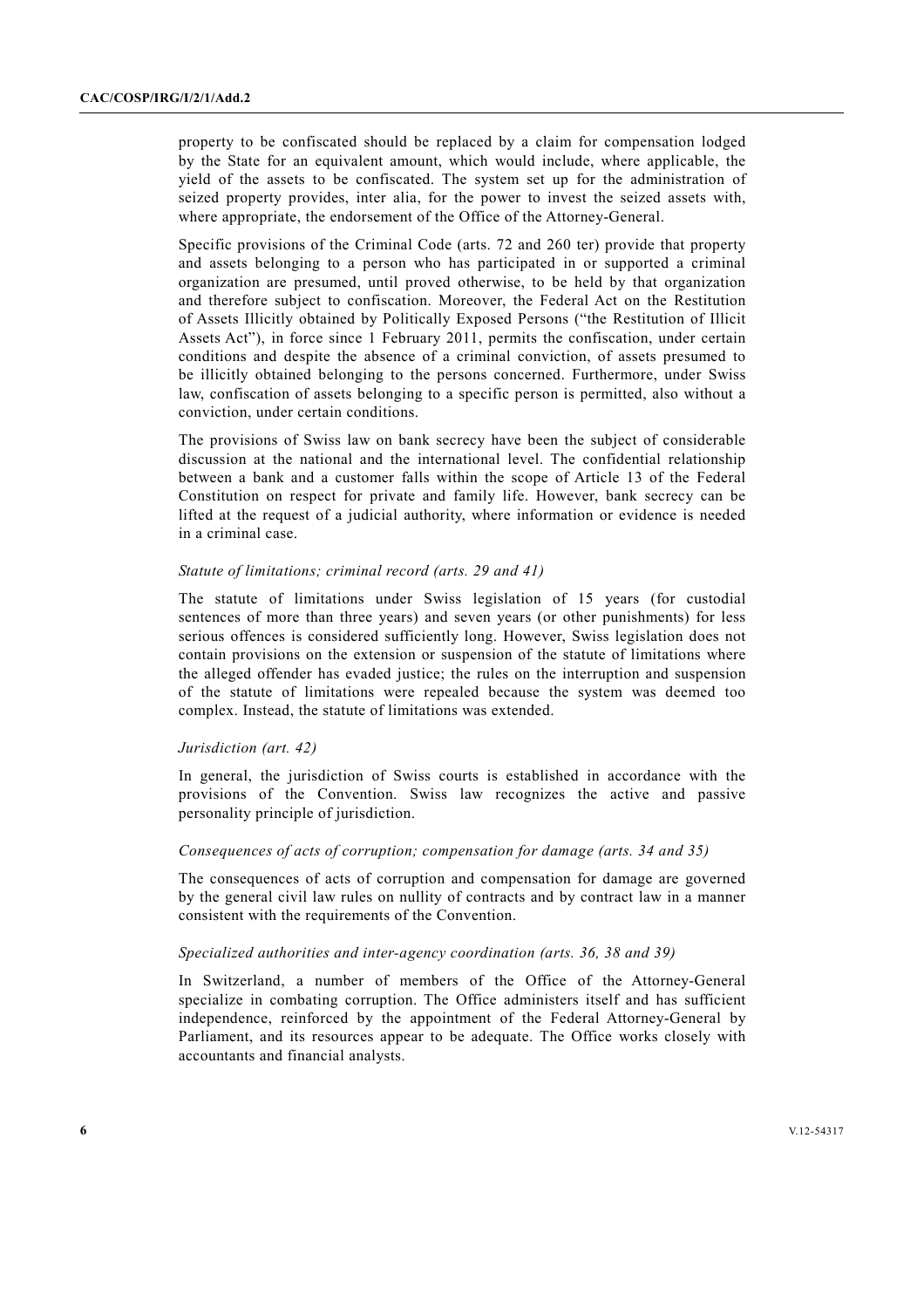property to be confiscated should be replaced by a claim for compensation lodged by the State for an equivalent amount, which would include, where applicable, the yield of the assets to be confiscated. The system set up for the administration of seized property provides, inter alia, for the power to invest the seized assets with, where appropriate, the endorsement of the Office of the Attorney-General.

Specific provisions of the Criminal Code (arts. 72 and 260 ter) provide that property and assets belonging to a person who has participated in or supported a criminal organization are presumed, until proved otherwise, to be held by that organization and therefore subject to confiscation. Moreover, the Federal Act on the Restitution of Assets Illicitly obtained by Politically Exposed Persons ("the Restitution of Illicit Assets Act"), in force since 1 February 2011, permits the confiscation, under certain conditions and despite the absence of a criminal conviction, of assets presumed to be illicitly obtained belonging to the persons concerned. Furthermore, under Swiss law, confiscation of assets belonging to a specific person is permitted, also without a conviction, under certain conditions.

The provisions of Swiss law on bank secrecy have been the subject of considerable discussion at the national and the international level. The confidential relationship between a bank and a customer falls within the scope of Article 13 of the Federal Constitution on respect for private and family life. However, bank secrecy can be lifted at the request of a judicial authority, where information or evidence is needed in a criminal case.

*Statute of limitations; criminal record (arts. 29 and 41)*

The statute of limitations under Swiss legislation of 15 years (for custodial sentences of more than three years) and seven years (or other punishments) for less serious offences is considered sufficiently long. However, Swiss legislation does not contain provisions on the extension or suspension of the statute of limitations where the alleged offender has evaded justice; the rules on the interruption and suspension of the statute of limitations were repealed because the system was deemed too complex. Instead, the statute of limitations was extended.

*Jurisdiction (art. 42)*

In general, the jurisdiction of Swiss courts is established in accordance with the provisions of the Convention. Swiss law recognizes the active and passive personality principle of jurisdiction.

*Consequences of acts of corruption; compensation for damage (arts. 34 and 35)*

The consequences of acts of corruption and compensation for damage are governed by the general civil law rules on nullity of contracts and by contract law in a manner consistent with the requirements of the Convention.

*Specialized authorities and inter-agency coordination (arts. 36, 38 and 39)*

In Switzerland, a number of members of the Office of the Attorney-General specialize in combating corruption. The Office administers itself and has sufficient independence, reinforced by the appointment of the Federal Attorney-General by Parliament, and its resources appear to be adequate. The Office works closely with accountants and financial analysts.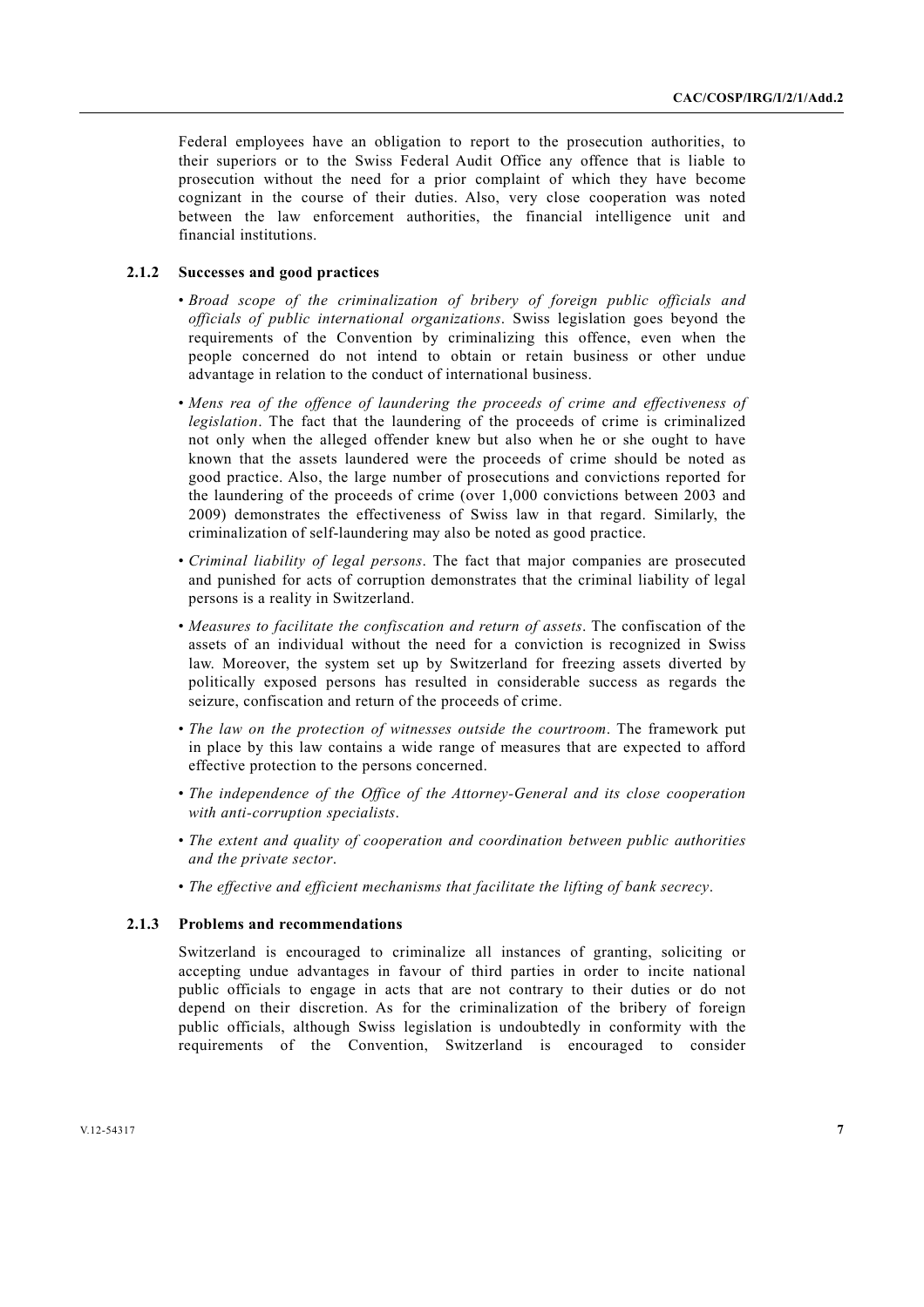Federal employees have an obligation to report to the prosecution authorities, to their superiors or to the Swiss Federal Audit Office any offence that is liable to prosecution without the need for a prior complaint of which they have become cognizant in the course of their duties. Also, very close cooperation was noted between the law enforcement authorities, the financial intelligence unit and financial institutions.

### 2.1.2 Successes and good practices

- *Broad scope of the criminalization of bribery of foreign public officials and officials of public international organizations*. Swiss legislation goes beyond the requirements of the Convention by criminalizing this offence, even when the people concerned do not intend to obtain or retain business or other undue advantage in relation to the conduct of international business.
- *Mens rea of the offence of laundering the proceeds of crime and effectiveness of legislation*. The fact that the laundering of the proceeds of crime is criminalized not only when the alleged offender knew but also when he or she ought to have known that the assets laundered were the proceeds of crime should be noted as good practice. Also, the large number of prosecutions and convictions reported for the laundering of the proceeds of crime (over 1,000 convictions between 2003 and 2009) demonstrates the effectiveness of Swiss law in that regard. Similarly, the criminalization of self-laundering may also be noted as good practice.
- *Criminal liability of legal persons*. The fact that major companies are prosecuted and punished for acts of corruption demonstrates that the criminal liability of legal persons is a reality in Switzerland.
- *Measures to facilitate the confiscation and return of assets*. The confiscation of the assets of an individual without the need for a conviction is recognized in Swiss law. Moreover, the system set up by Switzerland for freezing assets diverted by politically exposed persons has resulted in considerable success as regards the seizure, confiscation and return of the proceeds of crime.
- *The law on the protection of witnesses outside the courtroom*. The framework put in place by this law contains a wide range of measures that are expected to afford effective protection to the persons concerned.
- *The independence of the Office of the Attorney-General and its close cooperation with anti-corruption specialists*.
- *The extent and quality of cooperation and coordination between public authorities and the private sector*.
- *The effective and efficient mechanisms that facilitate the lifting of bank secrecy*.

### 2.1.3 Problems and recommendations

Switzerland is encouraged to criminalize all instances of granting, soliciting or accepting undue advantages in favour of third parties in order to incite national public officials to engage in acts that are not contrary to their duties or do not depend on their discretion. As for the criminalization of the bribery of foreign public officials, although Swiss legislation is undoubtedly in conformity with the requirements of the Convention, Switzerland is encouraged to consider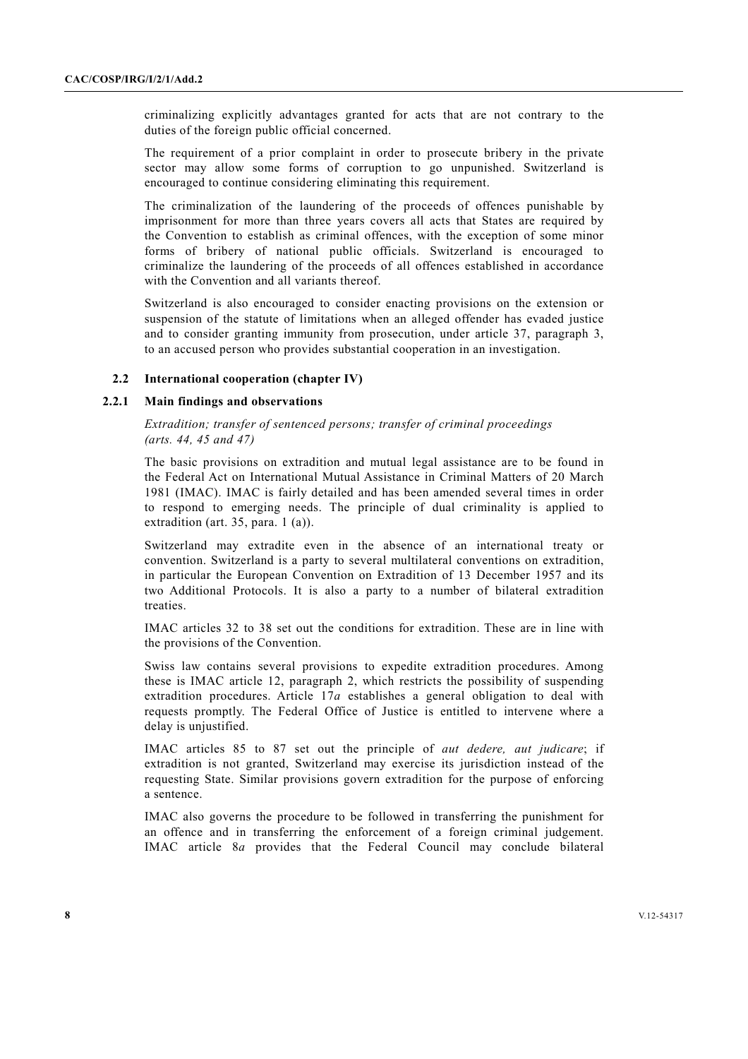criminalizing explicitly advantages granted for acts that are not contrary to the duties of the foreign public official concerned.

The requirement of a prior complaint in order to prosecute bribery in the private sector may allow some forms of corruption to go unpunished. Switzerland is encouraged to continue considering eliminating this requirement.

The criminalization of the laundering of the proceeds of offences punishable by imprisonment for more than three years covers all acts that States are required by the Convention to establish as criminal offences, with the exception of some minor forms of bribery of national public officials. Switzerland is encouraged to criminalize the laundering of the proceeds of all offences established in accordance with the Convention and all variants thereof.

Switzerland is also encouraged to consider enacting provisions on the extension or suspension of the statute of limitations when an alleged offender has evaded justice and to consider granting immunity from prosecution, under article 37, paragraph 3, to an accused person who provides substantial cooperation in an investigation.

### 2.2 International cooperation (chapter IV)

#### 2.2.1 Main findings and observations

*Extradition; transfer of sentenced persons; transfer of criminal proceedings (arts. 44, 45 and 47)*

The basic provisions on extradition and mutual legal assistance are to be found in the Federal Act on International Mutual Assistance in Criminal Matters of 20 March 1981 (IMAC). IMAC is fairly detailed and has been amended several times in order to respond to emerging needs. The principle of dual criminality is applied to extradition (art. 35, para. 1 (a)).

Switzerland may extradite even in the absence of an international treaty or convention. Switzerland is a party to several multilateral conventions on extradition, in particular the European Convention on Extradition of 13 December 1957 and its two Additional Protocols. It is also a party to a number of bilateral extradition treaties.

IMAC articles 32 to 38 set out the conditions for extradition. These are in line with the provisions of the Convention.

Swiss law contains several provisions to expedite extradition procedures. Among these is IMAC article 12, paragraph 2, which restricts the possibility of suspending extradition procedures. Article 17*a* establishes a general obligation to deal with requests promptly. The Federal Office of Justice is entitled to intervene where a delay is unjustified.

IMAC articles 85 to 87 set out the principle of *aut dedere, aut judicare*; if extradition is not granted, Switzerland may exercise its jurisdiction instead of the requesting State. Similar provisions govern extradition for the purpose of enforcing a sentence.

IMAC also governs the procedure to be followed in transferring the punishment for an offence and in transferring the enforcement of a foreign criminal judgement. IMAC article 8*a* provides that the Federal Council may conclude bilateral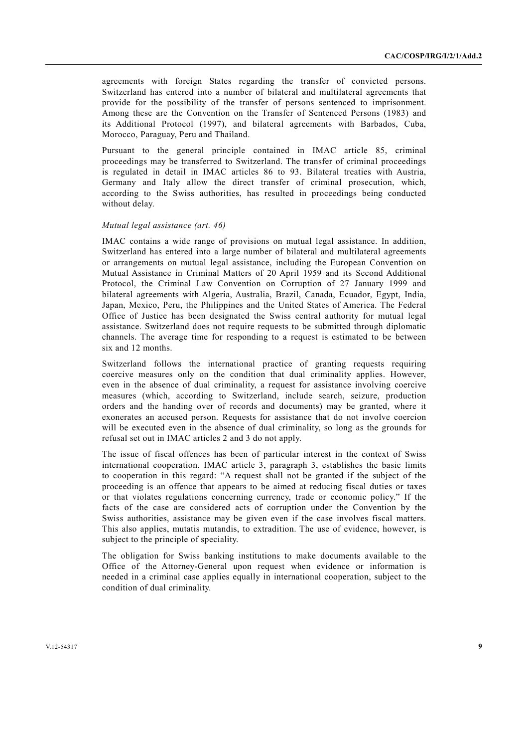agreements with foreign States regarding the transfer of convicted persons. Switzerland has entered into a number of bilateral and multilateral agreements that provide for the possibility of the transfer of persons sentenced to imprisonment. Among these are the Convention on the Transfer of Sentenced Persons (1983) and its Additional Protocol (1997), and bilateral agreements with Barbados, Cuba, Morocco, Paraguay, Peru and Thailand.

Pursuant to the general principle contained in IMAC article 85, criminal proceedings may be transferred to Switzerland. The transfer of criminal proceedings is regulated in detail in IMAC articles 86 to 93. Bilateral treaties with Austria, Germany and Italy allow the direct transfer of criminal prosecution, which, according to the Swiss authorities, has resulted in proceedings being conducted without delay.

*Mutual legal assistance (art. 46)*

IMAC contains a wide range of provisions on mutual legal assistance. In addition, Switzerland has entered into a large number of bilateral and multilateral agreements or arrangements on mutual legal assistance, including the European Convention on Mutual Assistance in Criminal Matters of 20 April 1959 and its Second Additional Protocol, the Criminal Law Convention on Corruption of 27 January 1999 and bilateral agreements with Algeria, Australia, Brazil, Canada, Ecuador, Egypt, India, Japan, Mexico, Peru, the Philippines and the United States of America. The Federal Office of Justice has been designated the Swiss central authority for mutual legal assistance. Switzerland does not require requests to be submitted through diplomatic channels. The average time for responding to a request is estimated to be between six and 12 months.

Switzerland follows the international practice of granting requests requiring coercive measures only on the condition that dual criminality applies. However, even in the absence of dual criminality, a request for assistance involving coercive measures (which, according to Switzerland, include search, seizure, production orders and the handing over of records and documents) may be granted, where it exonerates an accused person. Requests for assistance that do not involve coercion will be executed even in the absence of dual criminality, so long as the grounds for refusal set out in IMAC articles 2 and 3 do not apply.

The issue of fiscal offences has been of particular interest in the context of Swiss international cooperation. IMAC article 3, paragraph 3, establishes the basic limits to cooperation in this regard: "A request shall not be granted if the subject of the proceeding is an offence that appears to be aimed at reducing fiscal duties or taxes or that violates regulations concerning currency, trade or economic policy." If the facts of the case are considered acts of corruption under the Convention by the Swiss authorities, assistance may be given even if the case involves fiscal matters. This also applies, mutatis mutandis, to extradition. The use of evidence, however, is subject to the principle of speciality.

The obligation for Swiss banking institutions to make documents available to the Office of the Attorney-General upon request when evidence or information is needed in a criminal case applies equally in international cooperation, subject to the condition of dual criminality.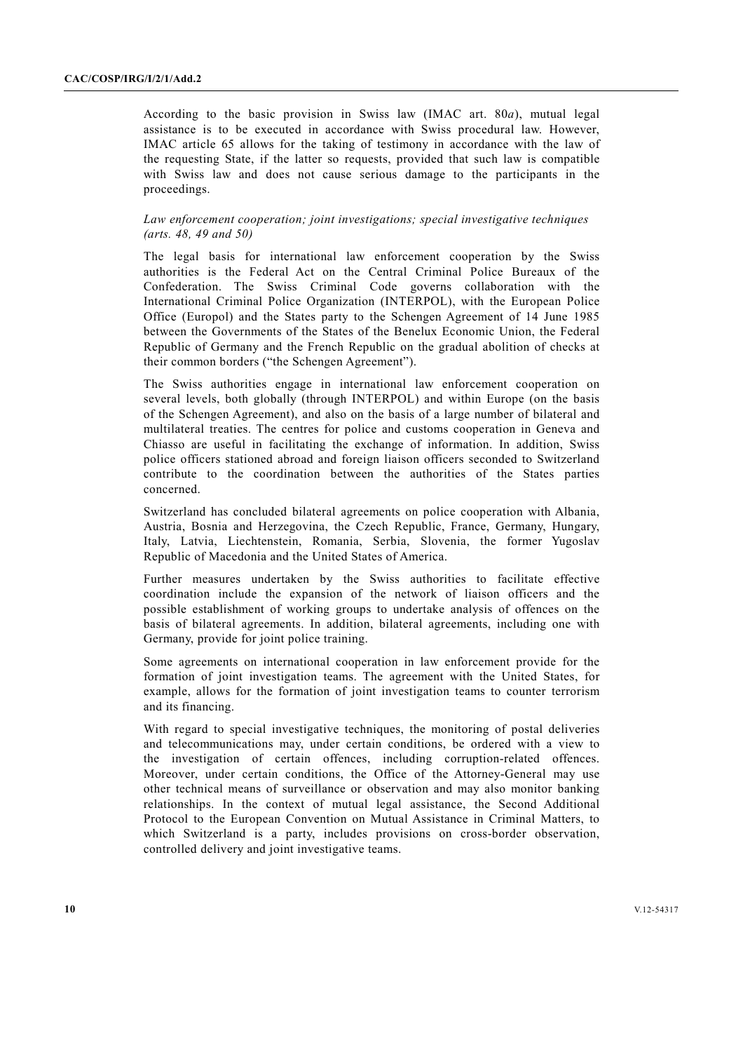According to the basic provision in Swiss law (IMAC art. 80*a*), mutual legal assistance is to be executed in accordance with Swiss procedural law. However, IMAC article 65 allows for the taking of testimony in accordance with the law of the requesting State, if the latter so requests, provided that such law is compatible with Swiss law and does not cause serious damage to the participants in the proceedings.

*Law enforcement cooperation; joint investigations; special investigative techniques (arts. 48, 49 and 50)*

The legal basis for international law enforcement cooperation by the Swiss authorities is the Federal Act on the Central Criminal Police Bureaux of the Confederation. The Swiss Criminal Code governs collaboration with the International Criminal Police Organization (INTERPOL), with the European Police Office (Europol) and the States party to the Schengen Agreement of 14 June 1985 between the Governments of the States of the Benelux Economic Union, the Federal Republic of Germany and the French Republic on the gradual abolition of checks at their common borders ("the Schengen Agreement").

The Swiss authorities engage in international law enforcement cooperation on several levels, both globally (through INTERPOL) and within Europe (on the basis of the Schengen Agreement), and also on the basis of a large number of bilateral and multilateral treaties. The centres for police and customs cooperation in Geneva and Chiasso are useful in facilitating the exchange of information. In addition, Swiss police officers stationed abroad and foreign liaison officers seconded to Switzerland contribute to the coordination between the authorities of the States parties concerned.

Switzerland has concluded bilateral agreements on police cooperation with Albania, Austria, Bosnia and Herzegovina, the Czech Republic, France, Germany, Hungary, Italy, Latvia, Liechtenstein, Romania, Serbia, Slovenia, the former Yugoslav Republic of Macedonia and the United States of America.

Further measures undertaken by the Swiss authorities to facilitate effective coordination include the expansion of the network of liaison officers and the possible establishment of working groups to undertake analysis of offences on the basis of bilateral agreements. In addition, bilateral agreements, including one with Germany, provide for joint police training.

Some agreements on international cooperation in law enforcement provide for the formation of joint investigation teams. The agreement with the United States, for example, allows for the formation of joint investigation teams to counter terrorism and its financing.

With regard to special investigative techniques, the monitoring of postal deliveries and telecommunications may, under certain conditions, be ordered with a view to the investigation of certain offences, including corruption-related offences. Moreover, under certain conditions, the Office of the Attorney-General may use other technical means of surveillance or observation and may also monitor banking relationships. In the context of mutual legal assistance, the Second Additional Protocol to the European Convention on Mutual Assistance in Criminal Matters, to which Switzerland is a party, includes provisions on cross-border observation, controlled delivery and joint investigative teams.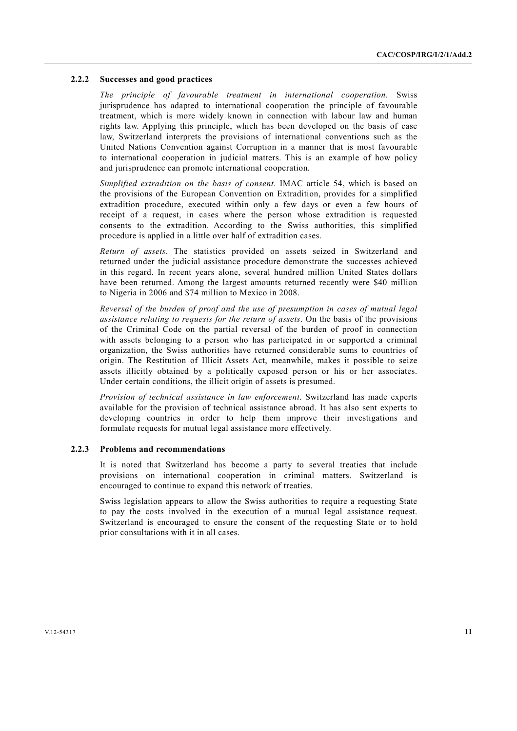### 2.2.2 Successes and good practices

*The principle of favourable treatment in international cooperation*. Swiss jurisprudence has adapted to international cooperation the principle of favourable treatment, which is more widely known in connection with labour law and human rights law. Applying this principle, which has been developed on the basis of case law, Switzerland interprets the provisions of international conventions such as the United Nations Convention against Corruption in a manner that is most favourable to international cooperation in judicial matters. This is an example of how policy and jurisprudence can promote international cooperation.

*Simplified extradition on the basis of consent*. IMAC article 54, which is based on the provisions of the European Convention on Extradition, provides for a simplified extradition procedure, executed within only a few days or even a few hours of receipt of a request, in cases where the person whose extradition is requested consents to the extradition. According to the Swiss authorities, this simplified procedure is applied in a little over half of extradition cases.

*Return of assets*. The statistics provided on assets seized in Switzerland and returned under the judicial assistance procedure demonstrate the successes achieved in this regard. In recent years alone, several hundred million United States dollars have been returned. Among the largest amounts returned recently were $40 million to Nigeria in 2006 and $74 million to Mexico in 2008.

*Reversal of the burden of proof and the use of presumption in cases of mutual legal assistance relating to requests for the return of assets*. On the basis of the provisions of the Criminal Code on the partial reversal of the burden of proof in connection with assets belonging to a person who has participated in or supported a criminal organization, the Swiss authorities have returned considerable sums to countries of origin. The Restitution of Illicit Assets Act, meanwhile, makes it possible to seize assets illicitly obtained by a politically exposed person or his or her associates. Under certain conditions, the illicit origin of assets is presumed.

*Provision of technical assistance in law enforcement*. Switzerland has made experts available for the provision of technical assistance abroad. It has also sent experts to developing countries in order to help them improve their investigations and formulate requests for mutual legal assistance more effectively.

### 2.2.3 Problems and recommendations

It is noted that Switzerland has become a party to several treaties that include provisions on international cooperation in criminal matters. Switzerland is encouraged to continue to expand this network of treaties.

Swiss legislation appears to allow the Swiss authorities to require a requesting State to pay the costs involved in the execution of a mutual legal assistance request. Switzerland is encouraged to ensure the consent of the requesting State or to hold prior consultations with it in all cases.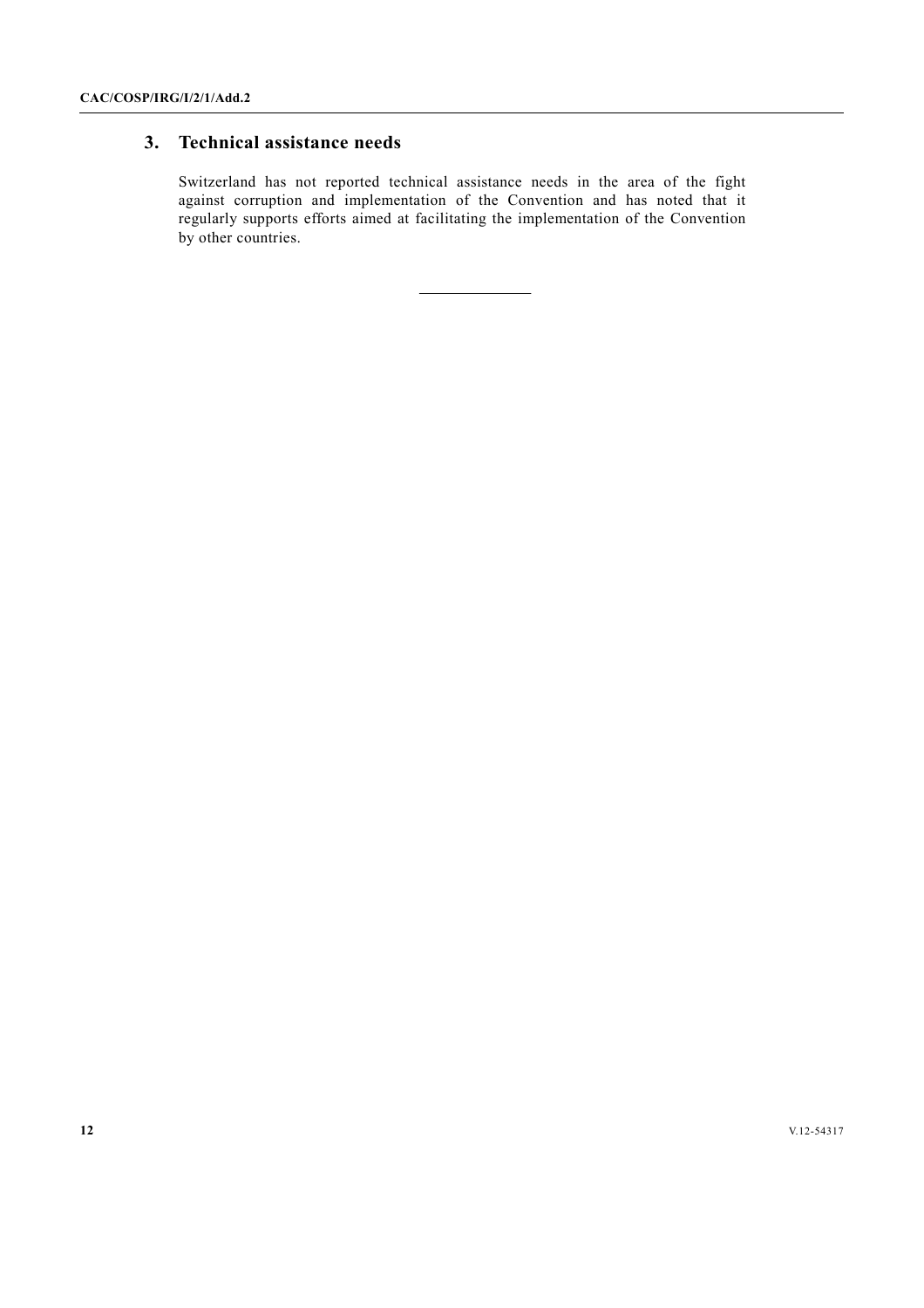### 3. Technical assistance needs

Switzerland has not reported technical assistance needs in the area of the fight against corruption and implementation of the Convention and has noted that it regularly supports efforts aimed at facilitating the implementation of the Convention by other countries.